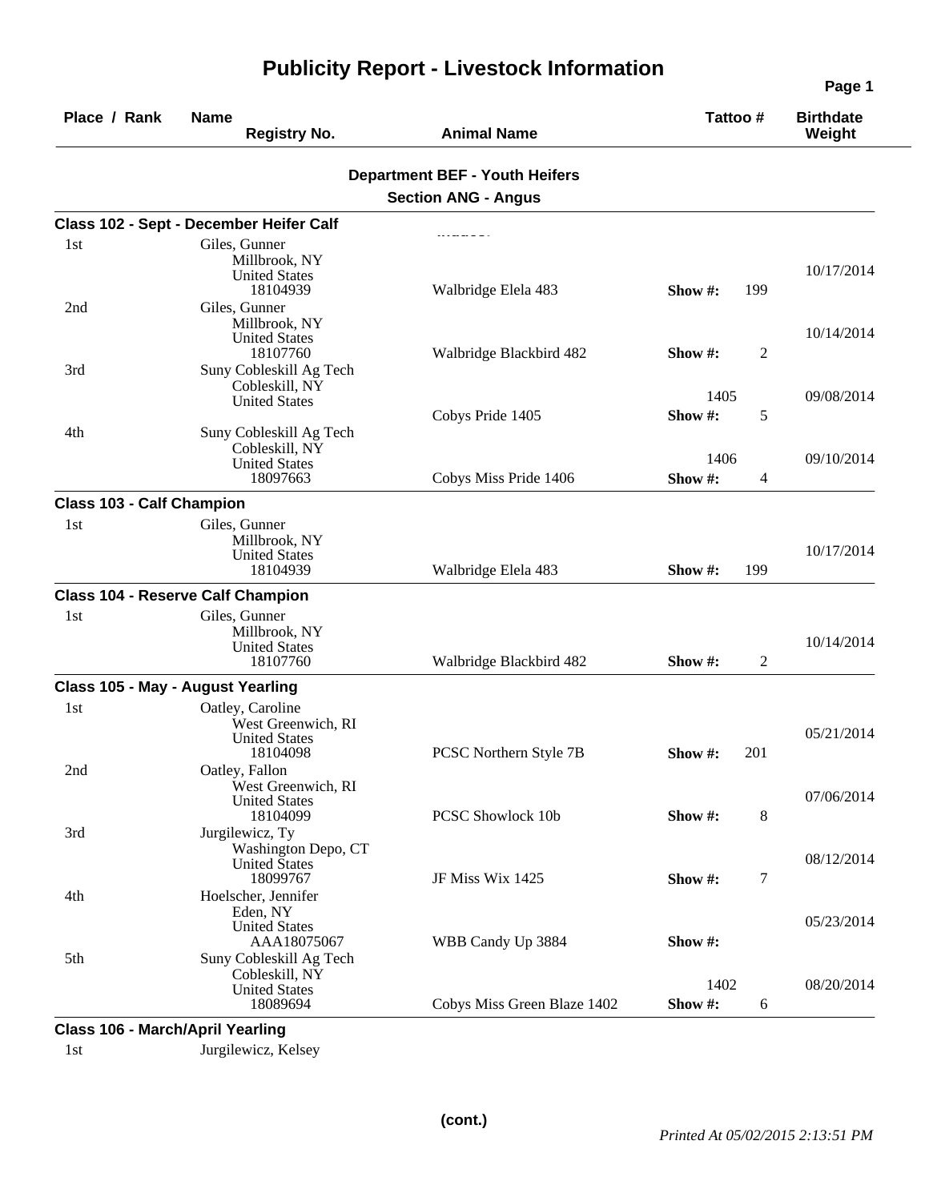# Publicity Report - Livestock Information

| Place / Rank | Name / Registry No. | Animal Name | Tattoo # | | Birthdate / Weight |
|---|---|---|---|---|---|

## Department BEF - Youth Heifers

### Section ANG - Angus

**Class 102 - Sept - December Heifer Calf**

| Place / Rank | Name / Registry No. | Animal Name | Tattoo # | Show # | Birthdate / Weight |
|---|---|---|---|---|---|
| 1st | Giles, Gunner<br>Millbrook, NY<br>United States<br>18104939 | Walbridge Elela 483 | | 199 | 10/17/2014 |
| 2nd | Giles, Gunner<br>Millbrook, NY<br>United States<br>18107760 | Walbridge Blackbird 482 | | 2 | 10/14/2014 |
| 3rd | Suny Cobleskill Ag Tech<br>Cobleskill, NY<br>United States | Cobys Pride 1405 | 1405 | 5 | 09/08/2014 |
| 4th | Suny Cobleskill Ag Tech<br>Cobleskill, NY<br>United States<br>18097663 | Cobys Miss Pride 1406 | 1406 | 4 | 09/10/2014 |

**Class 103 - Calf Champion**

| Place / Rank | Name / Registry No. | Animal Name | Tattoo # | Show # | Birthdate / Weight |
|---|---|---|---|---|---|
| 1st | Giles, Gunner<br>Millbrook, NY<br>United States<br>18104939 | Walbridge Elela 483 | | 199 | 10/17/2014 |

**Class 104 - Reserve Calf Champion**

| Place / Rank | Name / Registry No. | Animal Name | Tattoo # | Show # | Birthdate / Weight |
|---|---|---|---|---|---|
| 1st | Giles, Gunner<br>Millbrook, NY<br>United States<br>18107760 | Walbridge Blackbird 482 | | 2 | 10/14/2014 |

**Class 105 - May - August Yearling**

| Place / Rank | Name / Registry No. | Animal Name | Tattoo # | Show # | Birthdate / Weight |
|---|---|---|---|---|---|
| 1st | Oatley, Caroline<br>West Greenwich, RI<br>United States<br>18104098 | PCSC Northern Style 7B | | 201 | 05/21/2014 |
| 2nd | Oatley, Fallon<br>West Greenwich, RI<br>United States<br>18104099 | PCSC Showlock 10b | | 8 | 07/06/2014 |
| 3rd | Jurgilewicz, Ty<br>Washington Depo, CT<br>United States<br>18099767 | JF Miss Wix 1425 | | 7 | 08/12/2014 |
| 4th | Hoelscher, Jennifer<br>Eden, NY<br>United States<br>AAA18075067 | WBB Candy Up 3884 | | | 05/23/2014 |
| 5th | Suny Cobleskill Ag Tech<br>Cobleskill, NY<br>United States<br>18089694 | Cobys Miss Green Blaze 1402 | 1402 | 6 | 08/20/2014 |

**Class 106 - March/April Yearling**

| Place / Rank | Name / Registry No. | Animal Name | Tattoo # | Show # | Birthdate / Weight |
|---|---|---|---|---|---|
| 1st | Jurgilewicz, Kelsey | | | | |

(cont.)

*Printed At 05/02/2015 2:13:51 PM*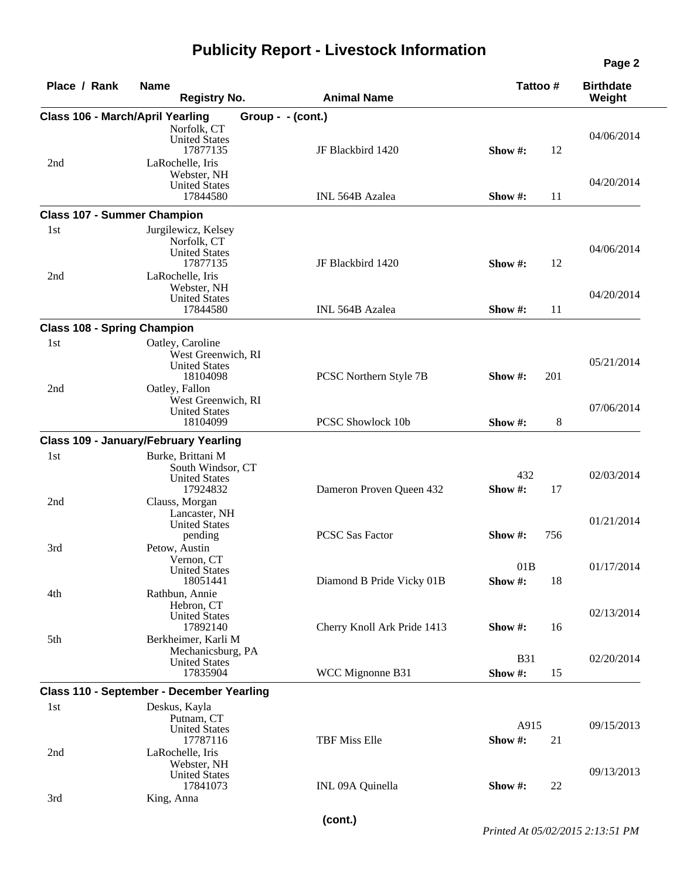# Publicity Report - Livestock Information

| Place / Rank | Name / Registry No. | Animal Name | Tattoo # | Show # | Birthdate / Weight |
|---|---|---|---|---|---|
| **Class 106 - March/April Yearling Group - - (cont.)** | | | | | |
| | Norfolk, CT, United States, 17877135 | JF Blackbird 1420 | | 12 | 04/06/2014 |
| 2nd | LaRochelle, Iris, Webster, NH, United States, 17844580 | INL 564B Azalea | | 11 | 04/20/2014 |
| **Class 107 - Summer Champion** | | | | | |
| 1st | Jurgilewicz, Kelsey, Norfolk, CT, United States, 17877135 | JF Blackbird 1420 | | 12 | 04/06/2014 |
| 2nd | LaRochelle, Iris, Webster, NH, United States, 17844580 | INL 564B Azalea | | 11 | 04/20/2014 |
| **Class 108 - Spring Champion** | | | | | |
| 1st | Oatley, Caroline, West Greenwich, RI, United States, 18104098 | PCSC Northern Style 7B | | 201 | 05/21/2014 |
| 2nd | Oatley, Fallon, West Greenwich, RI, United States, 18104099 | PCSC Showlock 10b | | 8 | 07/06/2014 |
| **Class 109 - January/February Yearling** | | | | | |
| 1st | Burke, Brittani M, South Windsor, CT, United States, 17924832 | Dameron Proven Queen 432 | 432 | 17 | 02/03/2014 |
| 2nd | Clauss, Morgan, Lancaster, NH, United States, pending | PCSC Sas Factor | | 756 | 01/21/2014 |
| 3rd | Petow, Austin, Vernon, CT, United States, 18051441 | Diamond B Pride Vicky 01B | 01B | 18 | 01/17/2014 |
| 4th | Rathbun, Annie, Hebron, CT, United States, 17892140 | Cherry Knoll Ark Pride 1413 | | 16 | 02/13/2014 |
| 5th | Berkheimer, Karli M, Mechanicsburg, PA, United States, 17835904 | WCC Mignonne B31 | B31 | 15 | 02/20/2014 |
| **Class 110 - September - December Yearling** | | | | | |
| 1st | Deskus, Kayla, Putnam, CT, United States, 17787116 | TBF Miss Elle | A915 | 21 | 09/15/2013 |
| 2nd | LaRochelle, Iris, Webster, NH, United States, 17841073 | INL 09A Quinella | | 22 | 09/13/2013 |
| 3rd | King, Anna | | | | |

(cont.)

*Printed At 05/02/2015 2:13:51 PM*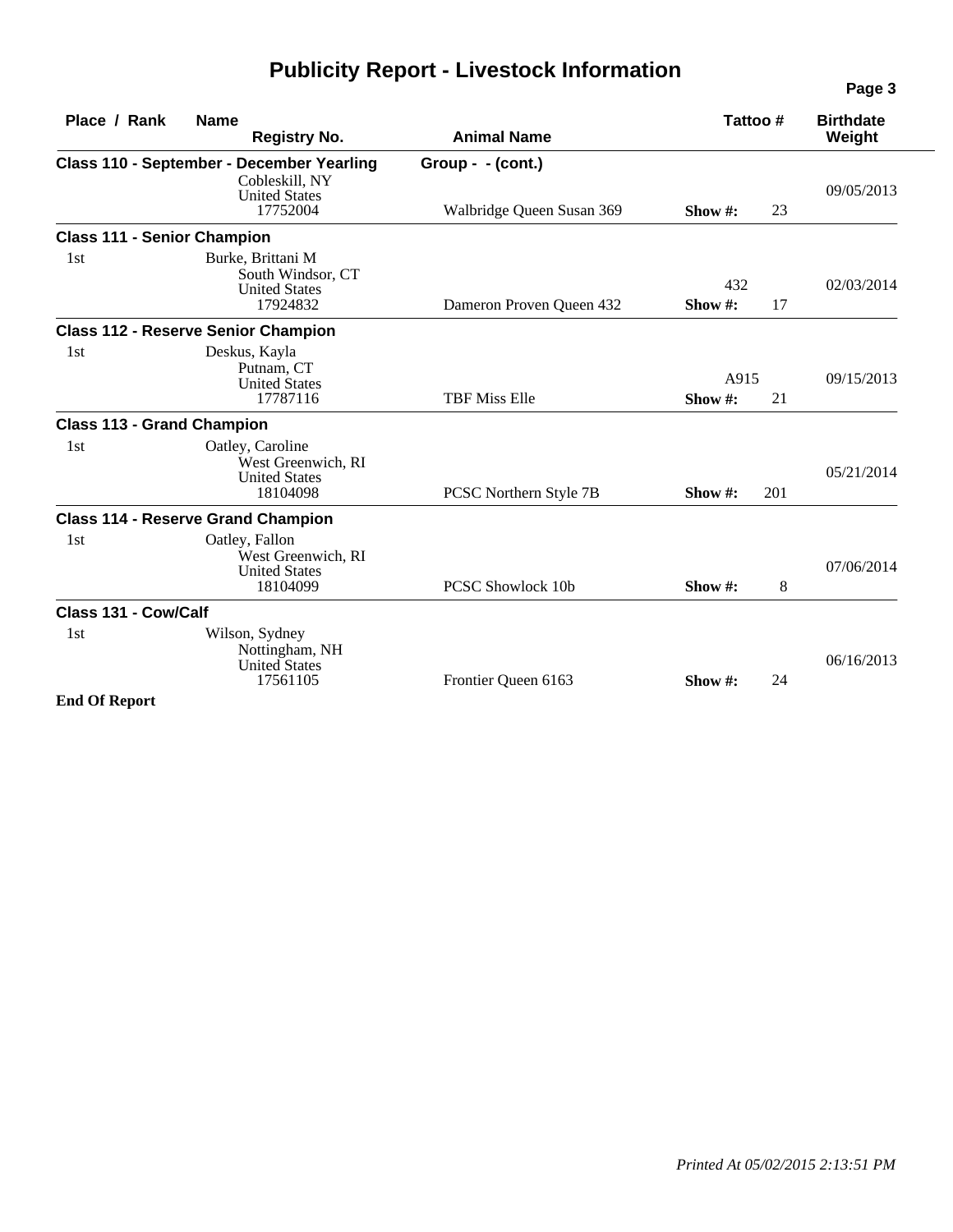# Publicity Report - Livestock Information

| Place / Rank | Name / Registry No. | Animal Name | Tattoo # | Show # | Birthdate / Weight |
|---|---|---|---|---|---|
| **Class 110 - September - December Yearling** | | **Group - - (cont.)** | | | |
| | Cobleskill, NY<br>United States<br>17752004 | Walbridge Queen Susan 369 | | **Show #:** 23 | 09/05/2013 |
| **Class 111 - Senior Champion** | | | | | |
| 1st | Burke, Brittani M<br>South Windsor, CT<br>United States<br>17924832 | Dameron Proven Queen 432 | 432 | **Show #:** 17 | 02/03/2014 |
| **Class 112 - Reserve Senior Champion** | | | | | |
| 1st | Deskus, Kayla<br>Putnam, CT<br>United States<br>17787116 | TBF Miss Elle | A915 | **Show #:** 21 | 09/15/2013 |
| **Class 113 - Grand Champion** | | | | | |
| 1st | Oatley, Caroline<br>West Greenwich, RI<br>United States<br>18104098 | PCSC Northern Style 7B | | **Show #:** 201 | 05/21/2014 |
| **Class 114 - Reserve Grand Champion** | | | | | |
| 1st | Oatley, Fallon<br>West Greenwich, RI<br>United States<br>18104099 | PCSC Showlock 10b | | **Show #:** 8 | 07/06/2014 |
| **Class 131 - Cow/Calf** | | | | | |
| 1st | Wilson, Sydney<br>Nottingham, NH<br>United States<br>17561105 | Frontier Queen 6163 | | **Show #:** 24 | 06/16/2013 |

**End Of Report**

*Printed At 05/02/2015 2:13:51 PM*